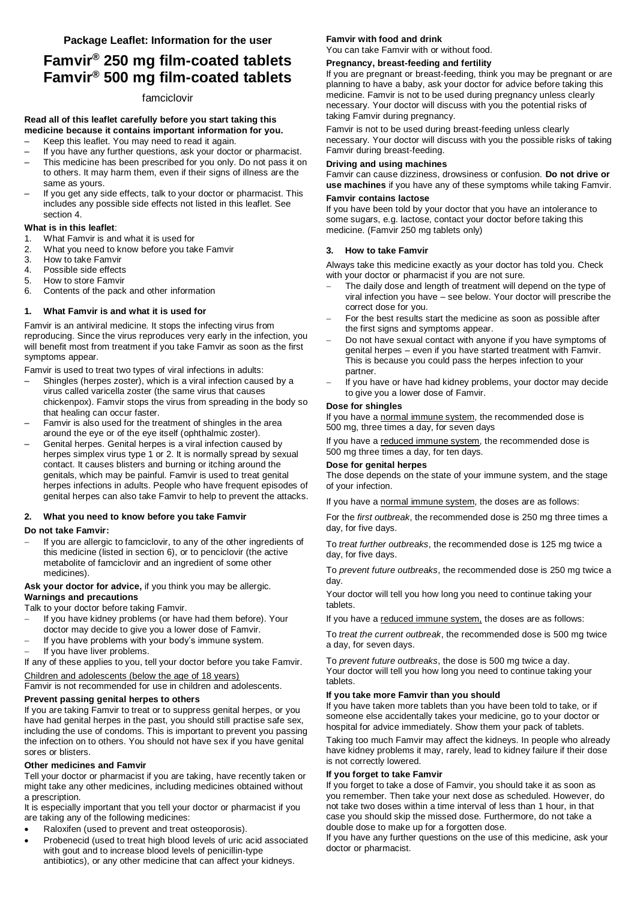**Package Leaflet: Information for the user**

# Famvir® 250 mg film-coated tablets
# Famvir® 500 mg film-coated tablets

famciclovir

**Read all of this leaflet carefully before you start taking this medicine because it contains important information for you.**

- Keep this leaflet. You may need to read it again.
- If you have any further questions, ask your doctor or pharmacist.
- This medicine has been prescribed for you only. Do not pass it on to others. It may harm them, even if their signs of illness are the same as yours.
- If you get any side effects, talk to your doctor or pharmacist. This includes any possible side effects not listed in this leaflet. See section 4.

**What is in this leaflet**:

1. What Famvir is and what it is used for
2. What you need to know before you take Famvir
3. How to take Famvir
4. Possible side effects
5. How to store Famvir
6. Contents of the pack and other information

## 1. What Famvir is and what it is used for

Famvir is an antiviral medicine. It stops the infecting virus from reproducing. Since the virus reproduces very early in the infection, you will benefit most from treatment if you take Famvir as soon as the first symptoms appear.

Famvir is used to treat two types of viral infections in adults:

- Shingles (herpes zoster), which is a viral infection caused by a virus called varicella zoster (the same virus that causes chickenpox). Famvir stops the virus from spreading in the body so that healing can occur faster.
- Famvir is also used for the treatment of shingles in the area around the eye or of the eye itself (ophthalmic zoster).
- Genital herpes. Genital herpes is a viral infection caused by herpes simplex virus type 1 or 2. It is normally spread by sexual contact. It causes blisters and burning or itching around the genitals, which may be painful. Famvir is used to treat genital herpes infections in adults. People who have frequent episodes of genital herpes can also take Famvir to help to prevent the attacks.

## 2. What you need to know before you take Famvir

**Do not take Famvir:**

- If you are allergic to famciclovir, to any of the other ingredients of this medicine (listed in section 6), or to penciclovir (the active metabolite of famciclovir and an ingredient of some other medicines).

**Ask your doctor for advice,** if you think you may be allergic.

**Warnings and precautions**

Talk to your doctor before taking Famvir.

- If you have kidney problems (or have had them before). Your doctor may decide to give you a lower dose of Famvir.
- If you have problems with your body's immune system.
- If you have liver problems.

If any of these applies to you, tell your doctor before you take Famvir.

Children and adolescents (below the age of 18 years)

Famvir is not recommended for use in children and adolescents.

**Prevent passing genital herpes to others**

If you are taking Famvir to treat or to suppress genital herpes, or you have had genital herpes in the past, you should still practise safe sex, including the use of condoms. This is important to prevent you passing the infection on to others. You should not have sex if you have genital sores or blisters.

**Other medicines and Famvir**

Tell your doctor or pharmacist if you are taking, have recently taken or might take any other medicines, including medicines obtained without a prescription.

It is especially important that you tell your doctor or pharmacist if you are taking any of the following medicines:

- Raloxifen (used to prevent and treat osteoporosis).
- Probenecid (used to treat high blood levels of uric acid associated with gout and to increase blood levels of penicillin-type antibiotics), or any other medicine that can affect your kidneys.

**Famvir with food and drink**

You can take Famvir with or without food.

**Pregnancy, breast-feeding and fertility**

If you are pregnant or breast-feeding, think you may be pregnant or are planning to have a baby, ask your doctor for advice before taking this medicine. Famvir is not to be used during pregnancy unless clearly necessary. Your doctor will discuss with you the potential risks of taking Famvir during pregnancy.

Famvir is not to be used during breast-feeding unless clearly necessary. Your doctor will discuss with you the possible risks of taking Famvir during breast-feeding.

**Driving and using machines**

Famvir can cause dizziness, drowsiness or confusion. **Do not drive or use machines** if you have any of these symptoms while taking Famvir.

**Famvir contains lactose**

If you have been told by your doctor that you have an intolerance to some sugars, e.g. lactose, contact your doctor before taking this medicine. (Famvir 250 mg tablets only)

## 3. How to take Famvir

Always take this medicine exactly as your doctor has told you. Check with your doctor or pharmacist if you are not sure.

- The daily dose and length of treatment will depend on the type of viral infection you have – see below. Your doctor will prescribe the correct dose for you.
- For the best results start the medicine as soon as possible after the first signs and symptoms appear.
- Do not have sexual contact with anyone if you have symptoms of genital herpes – even if you have started treatment with Famvir. This is because you could pass the herpes infection to your partner.
- If you have or have had kidney problems, your doctor may decide to give you a lower dose of Famvir.

**Dose for shingles**

If you have a normal immune system, the recommended dose is 500 mg, three times a day, for seven days

If you have a reduced immune system, the recommended dose is 500 mg three times a day, for ten days.

**Dose for genital herpes**

The dose depends on the state of your immune system, and the stage of your infection.

If you have a normal immune system, the doses are as follows:

For the *first outbreak*, the recommended dose is 250 mg three times a day, for five days.

To *treat further outbreaks*, the recommended dose is 125 mg twice a day, for five days.

To *prevent future outbreaks*, the recommended dose is 250 mg twice a day.

Your doctor will tell you how long you need to continue taking your tablets.

If you have a reduced immune system, the doses are as follows:

To *treat the current outbreak*, the recommended dose is 500 mg twice a day, for seven days.

To *prevent future outbreaks*, the dose is 500 mg twice a day.
Your doctor will tell you how long you need to continue taking your tablets.

**If you take more Famvir than you should**

If you have taken more tablets than you have been told to take, or if someone else accidentally takes your medicine, go to your doctor or hospital for advice immediately. Show them your pack of tablets.

Taking too much Famvir may affect the kidneys. In people who already have kidney problems it may, rarely, lead to kidney failure if their dose is not correctly lowered.

**If you forget to take Famvir**

If you forget to take a dose of Famvir, you should take it as soon as you remember. Then take your next dose as scheduled. However, do not take two doses within a time interval of less than 1 hour, in that case you should skip the missed dose. Furthermore, do not take a double dose to make up for a forgotten dose.

If you have any further questions on the use of this medicine, ask your doctor or pharmacist.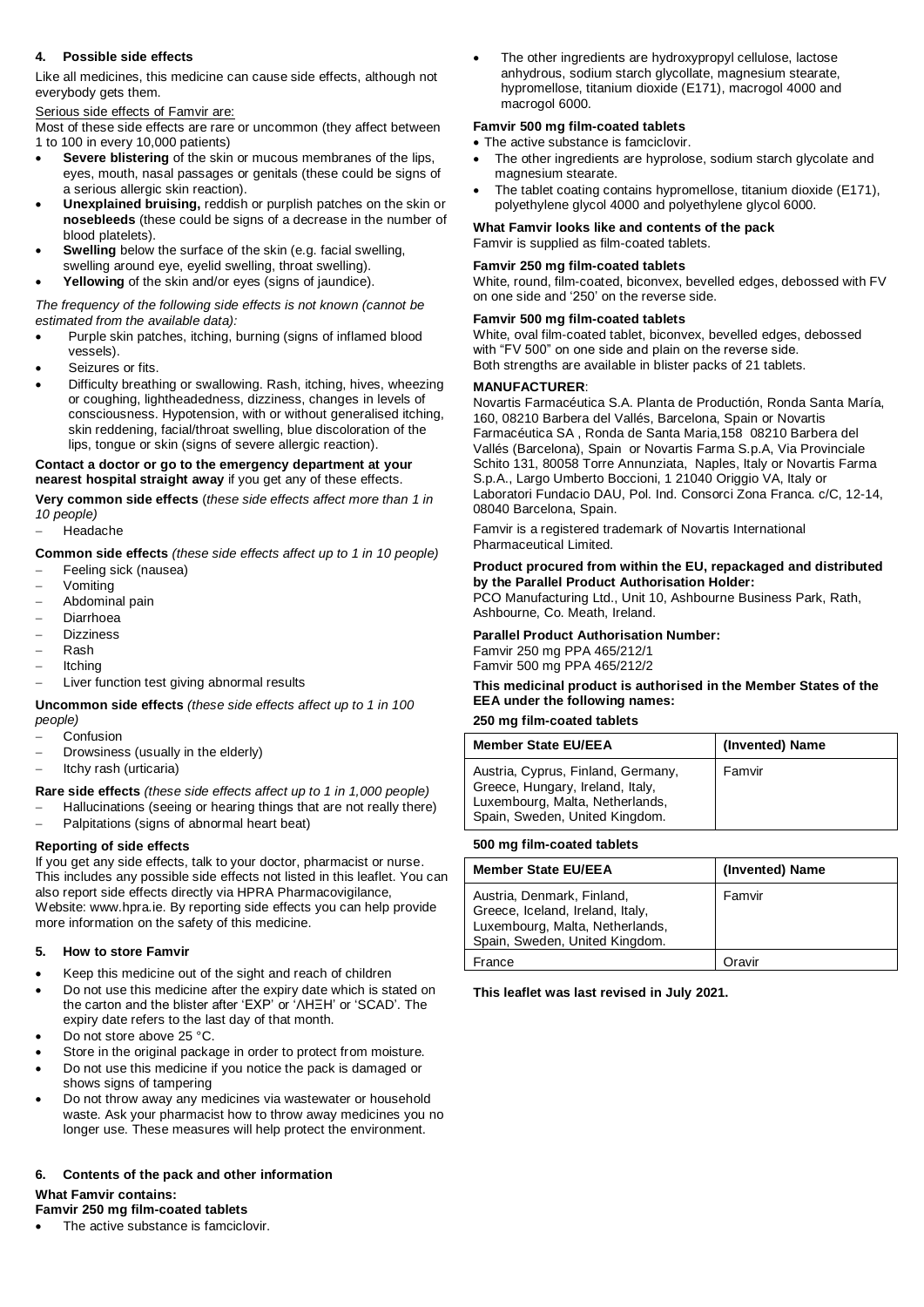## 4. Possible side effects

Like all medicines, this medicine can cause side effects, although not everybody gets them.

Serious side effects of Famvir are:

Most of these side effects are rare or uncommon (they affect between 1 to 100 in every 10,000 patients)

- **Severe blistering** of the skin or mucous membranes of the lips, eyes, mouth, nasal passages or genitals (these could be signs of a serious allergic skin reaction).
- **Unexplained bruising,** reddish or purplish patches on the skin or **nosebleeds** (these could be signs of a decrease in the number of blood platelets).
- **Swelling** below the surface of the skin (e.g. facial swelling, swelling around eye, eyelid swelling, throat swelling).
- **Yellowing** of the skin and/or eyes (signs of jaundice).

*The frequency of the following side effects is not known (cannot be estimated from the available data):*

- Purple skin patches, itching, burning (signs of inflamed blood vessels).
- Seizures or fits.
- Difficulty breathing or swallowing. Rash, itching, hives, wheezing or coughing, lightheadedness, dizziness, changes in levels of consciousness. Hypotension, with or without generalised itching, skin reddening, facial/throat swelling, blue discoloration of the lips, tongue or skin (signs of severe allergic reaction).

**Contact a doctor or go to the emergency department at your nearest hospital straight away** if you get any of these effects.

**Very common side effects** (*these side effects affect more than 1 in 10 people)*

- Headache

**Common side effects** *(these side effects affect up to 1 in 10 people)*

- Feeling sick (nausea)
- Vomiting
- Abdominal pain
- Diarrhoea
- Dizziness
- Rash
- Itching
- Liver function test giving abnormal results

**Uncommon side effects** *(these side effects affect up to 1 in 100 people)*

- Confusion
- Drowsiness (usually in the elderly)
- Itchy rash (urticaria)

**Rare side effects** *(these side effects affect up to 1 in 1,000 people)*

- Hallucinations (seeing or hearing things that are not really there)
- Palpitations (signs of abnormal heart beat)

**Reporting of side effects**

If you get any side effects, talk to your doctor, pharmacist or nurse. This includes any possible side effects not listed in this leaflet. You can also report side effects directly via HPRA Pharmacovigilance, Website: www.hpra.ie. By reporting side effects you can help provide more information on the safety of this medicine.

## 5. How to store Famvir

- Keep this medicine out of the sight and reach of children
- Do not use this medicine after the expiry date which is stated on the carton and the blister after 'EXP' or 'ΛΗΞΗ' or 'SCAD'. The expiry date refers to the last day of that month.
- Do not store above 25 °C.
- Store in the original package in order to protect from moisture.
- Do not use this medicine if you notice the pack is damaged or shows signs of tampering
- Do not throw away any medicines via wastewater or household waste. Ask your pharmacist how to throw away medicines you no longer use. These measures will help protect the environment.

## 6. Contents of the pack and other information

**What Famvir contains:**

**Famvir 250 mg film-coated tablets**

- The active substance is famciclovir.
- The other ingredients are hydroxypropyl cellulose, lactose anhydrous, sodium starch glycollate, magnesium stearate, hypromellose, titanium dioxide (E171), macrogol 4000 and macrogol 6000.

**Famvir 500 mg film-coated tablets**

- The active substance is famciclovir.
- The other ingredients are hyprolose, sodium starch glycolate and magnesium stearate.
- The tablet coating contains hypromellose, titanium dioxide (E171), polyethylene glycol 4000 and polyethylene glycol 6000.

**What Famvir looks like and contents of the pack**

Famvir is supplied as film-coated tablets.

**Famvir 250 mg film-coated tablets**

White, round, film-coated, biconvex, bevelled edges, debossed with FV on one side and '250' on the reverse side.

**Famvir 500 mg film-coated tablets**

White, oval film-coated tablet, biconvex, bevelled edges, debossed with "FV 500" on one side and plain on the reverse side.
Both strengths are available in blister packs of 21 tablets.

**MANUFACTURER**:

Novartis Farmacéutica S.A. Planta de Productión, Ronda Santa María, 160, 08210 Barbera del Vallés, Barcelona, Spain or Novartis Farmacéutica SA , Ronda de Santa Maria,158 08210 Barbera del Vallés (Barcelona), Spain or Novartis Farma S.p.A, Via Provinciale Schito 131, 80058 Torre Annunziata, Naples, Italy or Novartis Farma S.p.A., Largo Umberto Boccioni, 1 21040 Origgio VA, Italy or Laboratori Fundacio DAU, Pol. Ind. Consorci Zona Franca. c/C, 12-14, 08040 Barcelona, Spain.

Famvir is a registered trademark of Novartis International Pharmaceutical Limited.

**Product procured from within the EU, repackaged and distributed by the Parallel Product Authorisation Holder:**

PCO Manufacturing Ltd., Unit 10, Ashbourne Business Park, Rath, Ashbourne, Co. Meath, Ireland.

**Parallel Product Authorisation Number:**

Famvir 250 mg PPA 465/212/1
Famvir 500 mg PPA 465/212/2

**This medicinal product is authorised in the Member States of the EEA under the following names:**

**250 mg film-coated tablets**

| Member State EU/EEA | (Invented) Name |
|---|---|
| Austria, Cyprus, Finland, Germany, Greece, Hungary, Ireland, Italy, Luxembourg, Malta, Netherlands, Spain, Sweden, United Kingdom. | Famvir |

**500 mg film-coated tablets**

| Member State EU/EEA | (Invented) Name |
|---|---|
| Austria, Denmark, Finland, Greece, Iceland, Ireland, Italy, Luxembourg, Malta, Netherlands, Spain, Sweden, United Kingdom. | Famvir |
| France | Oravir |

**This leaflet was last revised in July 2021.**